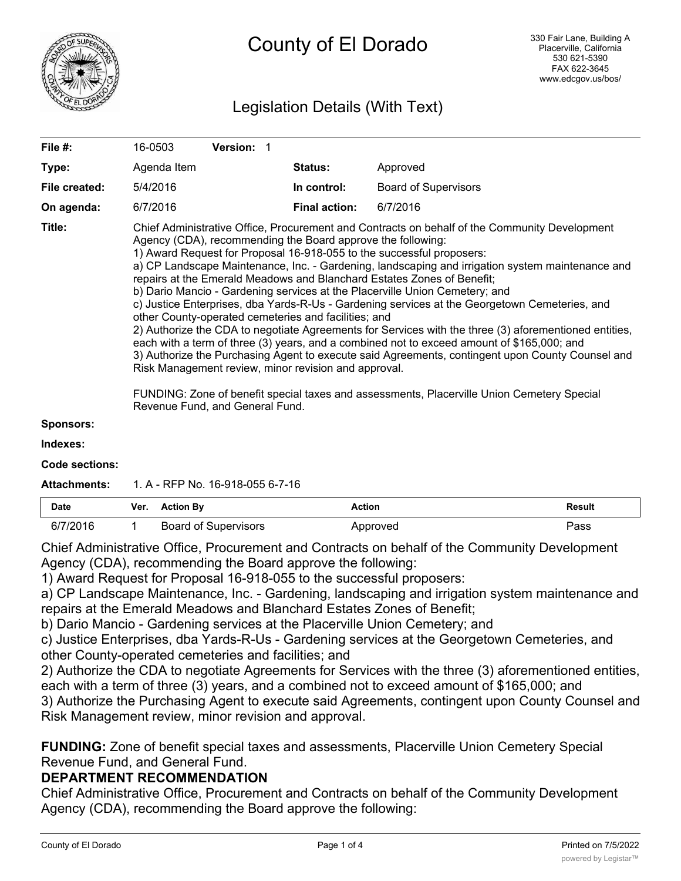# County of El Dorado

330 Fair Lane, Building A
Placerville, California
530 621-5390
FAX 622-3645
www.edcgov.us/bos/

## Legislation Details (With Text)

| | | | |
|---|---|---|---|
| **File #:** | 16-0503 **Version:** 1 | | |
| **Type:** | Agenda Item | **Status:** | Approved |
| **File created:** | 5/4/2016 | **In control:** | Board of Supervisors |
| **On agenda:** | 6/7/2016 | **Final action:** | 6/7/2016 |

**Title:** Chief Administrative Office, Procurement and Contracts on behalf of the Community Development Agency (CDA), recommending the Board approve the following:
1) Award Request for Proposal 16-918-055 to the successful proposers:
a) CP Landscape Maintenance, Inc. - Gardening, landscaping and irrigation system maintenance and repairs at the Emerald Meadows and Blanchard Estates Zones of Benefit;
b) Dario Mancio - Gardening services at the Placerville Union Cemetery; and
c) Justice Enterprises, dba Yards-R-Us - Gardening services at the Georgetown Cemeteries, and other County-operated cemeteries and facilities; and
2) Authorize the CDA to negotiate Agreements for Services with the three (3) aforementioned entities, each with a term of three (3) years, and a combined not to exceed amount of $165,000; and
3) Authorize the Purchasing Agent to execute said Agreements, contingent upon County Counsel and Risk Management review, minor revision and approval.

FUNDING: Zone of benefit special taxes and assessments, Placerville Union Cemetery Special Revenue Fund, and General Fund.

**Sponsors:**

**Indexes:**

**Code sections:**

**Attachments:** 1. A - RFP No. 16-918-055 6-7-16

| Date | Ver. | Action By | Action | Result |
|---|---|---|---|---|
| 6/7/2016 | 1 | Board of Supervisors | Approved | Pass |

Chief Administrative Office, Procurement and Contracts on behalf of the Community Development Agency (CDA), recommending the Board approve the following:
1) Award Request for Proposal 16-918-055 to the successful proposers:
a) CP Landscape Maintenance, Inc. - Gardening, landscaping and irrigation system maintenance and repairs at the Emerald Meadows and Blanchard Estates Zones of Benefit;
b) Dario Mancio - Gardening services at the Placerville Union Cemetery; and
c) Justice Enterprises, dba Yards-R-Us - Gardening services at the Georgetown Cemeteries, and other County-operated cemeteries and facilities; and
2) Authorize the CDA to negotiate Agreements for Services with the three (3) aforementioned entities, each with a term of three (3) years, and a combined not to exceed amount of $165,000; and
3) Authorize the Purchasing Agent to execute said Agreements, contingent upon County Counsel and Risk Management review, minor revision and approval.

**FUNDING:** Zone of benefit special taxes and assessments, Placerville Union Cemetery Special Revenue Fund, and General Fund.

**DEPARTMENT RECOMMENDATION**

Chief Administrative Office, Procurement and Contracts on behalf of the Community Development Agency (CDA), recommending the Board approve the following: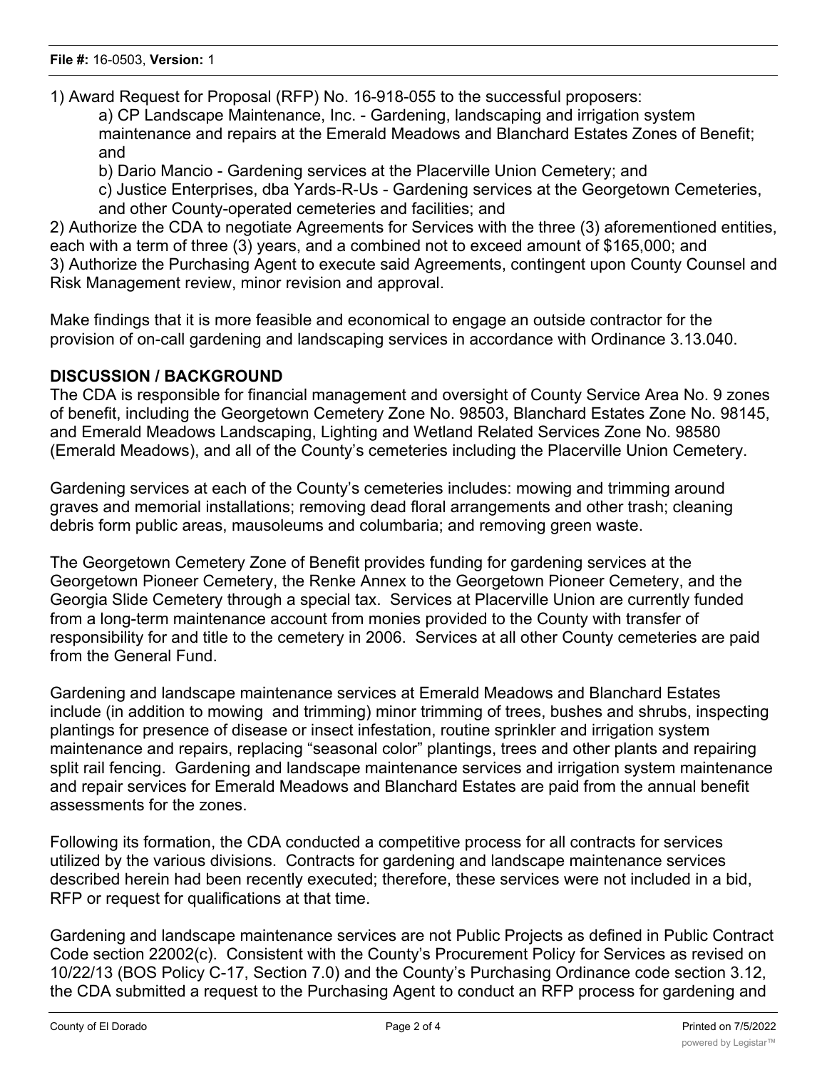1) Award Request for Proposal (RFP) No. 16-918-055 to the successful proposers:

a) CP Landscape Maintenance, Inc. - Gardening, landscaping and irrigation system maintenance and repairs at the Emerald Meadows and Blanchard Estates Zones of Benefit; and

b) Dario Mancio - Gardening services at the Placerville Union Cemetery; and

c) Justice Enterprises, dba Yards-R-Us - Gardening services at the Georgetown Cemeteries, and other County-operated cemeteries and facilities; and

2) Authorize the CDA to negotiate Agreements for Services with the three (3) aforementioned entities, each with a term of three (3) years, and a combined not to exceed amount of $165,000; and

3) Authorize the Purchasing Agent to execute said Agreements, contingent upon County Counsel and Risk Management review, minor revision and approval.

Make findings that it is more feasible and economical to engage an outside contractor for the provision of on-call gardening and landscaping services in accordance with Ordinance 3.13.040.

## DISCUSSION / BACKGROUND

The CDA is responsible for financial management and oversight of County Service Area No. 9 zones of benefit, including the Georgetown Cemetery Zone No. 98503, Blanchard Estates Zone No. 98145, and Emerald Meadows Landscaping, Lighting and Wetland Related Services Zone No. 98580 (Emerald Meadows), and all of the County's cemeteries including the Placerville Union Cemetery.

Gardening services at each of the County's cemeteries includes: mowing and trimming around graves and memorial installations; removing dead floral arrangements and other trash; cleaning debris form public areas, mausoleums and columbaria; and removing green waste.

The Georgetown Cemetery Zone of Benefit provides funding for gardening services at the Georgetown Pioneer Cemetery, the Renke Annex to the Georgetown Pioneer Cemetery, and the Georgia Slide Cemetery through a special tax. Services at Placerville Union are currently funded from a long-term maintenance account from monies provided to the County with transfer of responsibility for and title to the cemetery in 2006. Services at all other County cemeteries are paid from the General Fund.

Gardening and landscape maintenance services at Emerald Meadows and Blanchard Estates include (in addition to mowing and trimming) minor trimming of trees, bushes and shrubs, inspecting plantings for presence of disease or insect infestation, routine sprinkler and irrigation system maintenance and repairs, replacing "seasonal color" plantings, trees and other plants and repairing split rail fencing. Gardening and landscape maintenance services and irrigation system maintenance and repair services for Emerald Meadows and Blanchard Estates are paid from the annual benefit assessments for the zones.

Following its formation, the CDA conducted a competitive process for all contracts for services utilized by the various divisions. Contracts for gardening and landscape maintenance services described herein had been recently executed; therefore, these services were not included in a bid, RFP or request for qualifications at that time.

Gardening and landscape maintenance services are not Public Projects as defined in Public Contract Code section 22002(c). Consistent with the County's Procurement Policy for Services as revised on 10/22/13 (BOS Policy C-17, Section 7.0) and the County's Purchasing Ordinance code section 3.12, the CDA submitted a request to the Purchasing Agent to conduct an RFP process for gardening and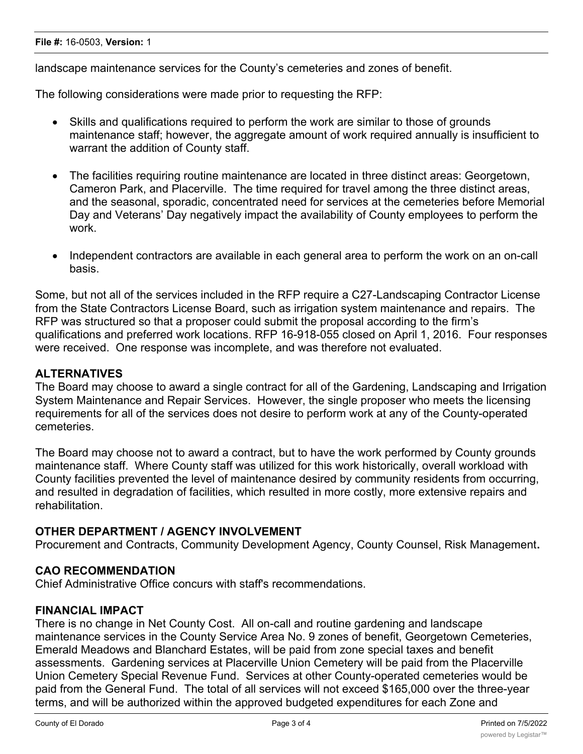landscape maintenance services for the County's cemeteries and zones of benefit.

The following considerations were made prior to requesting the RFP:

- Skills and qualifications required to perform the work are similar to those of grounds maintenance staff; however, the aggregate amount of work required annually is insufficient to warrant the addition of County staff.
- The facilities requiring routine maintenance are located in three distinct areas: Georgetown, Cameron Park, and Placerville. The time required for travel among the three distinct areas, and the seasonal, sporadic, concentrated need for services at the cemeteries before Memorial Day and Veterans' Day negatively impact the availability of County employees to perform the work.
- Independent contractors are available in each general area to perform the work on an on-call basis.

Some, but not all of the services included in the RFP require a C27-Landscaping Contractor License from the State Contractors License Board, such as irrigation system maintenance and repairs. The RFP was structured so that a proposer could submit the proposal according to the firm's qualifications and preferred work locations. RFP 16-918-055 closed on April 1, 2016. Four responses were received. One response was incomplete, and was therefore not evaluated.

## ALTERNATIVES

The Board may choose to award a single contract for all of the Gardening, Landscaping and Irrigation System Maintenance and Repair Services. However, the single proposer who meets the licensing requirements for all of the services does not desire to perform work at any of the County-operated cemeteries.

The Board may choose not to award a contract, but to have the work performed by County grounds maintenance staff. Where County staff was utilized for this work historically, overall workload with County facilities prevented the level of maintenance desired by community residents from occurring, and resulted in degradation of facilities, which resulted in more costly, more extensive repairs and rehabilitation.

## OTHER DEPARTMENT / AGENCY INVOLVEMENT

Procurement and Contracts, Community Development Agency, County Counsel, Risk Management**.**

## CAO RECOMMENDATION

Chief Administrative Office concurs with staff's recommendations.

## FINANCIAL IMPACT

There is no change in Net County Cost. All on-call and routine gardening and landscape maintenance services in the County Service Area No. 9 zones of benefit, Georgetown Cemeteries, Emerald Meadows and Blanchard Estates, will be paid from zone special taxes and benefit assessments. Gardening services at Placerville Union Cemetery will be paid from the Placerville Union Cemetery Special Revenue Fund. Services at other County-operated cemeteries would be paid from the General Fund. The total of all services will not exceed $165,000 over the three-year terms, and will be authorized within the approved budgeted expenditures for each Zone and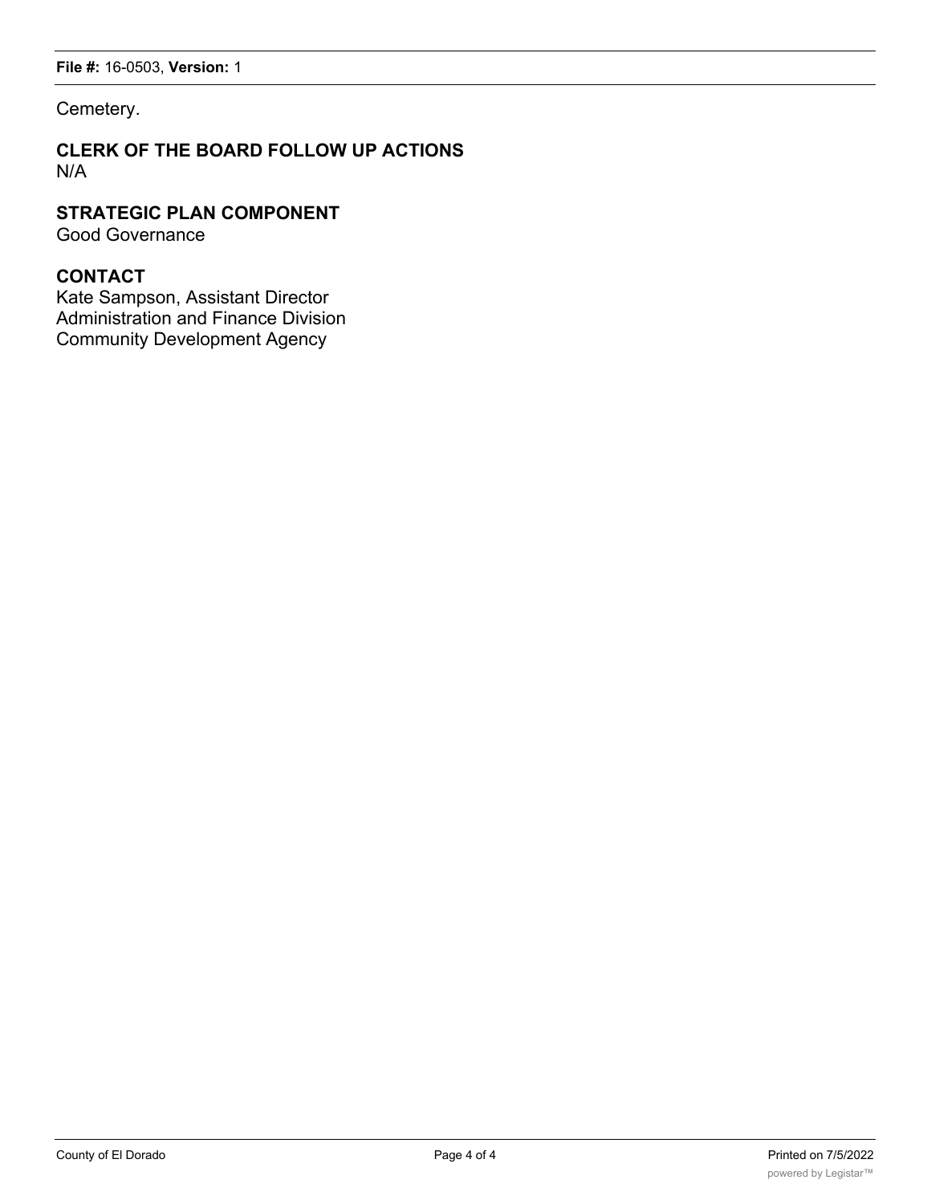Cemetery.

**CLERK OF THE BOARD FOLLOW UP ACTIONS**
N/A

**STRATEGIC PLAN COMPONENT**
Good Governance

**CONTACT**
Kate Sampson, Assistant Director
Administration and Finance Division
Community Development Agency